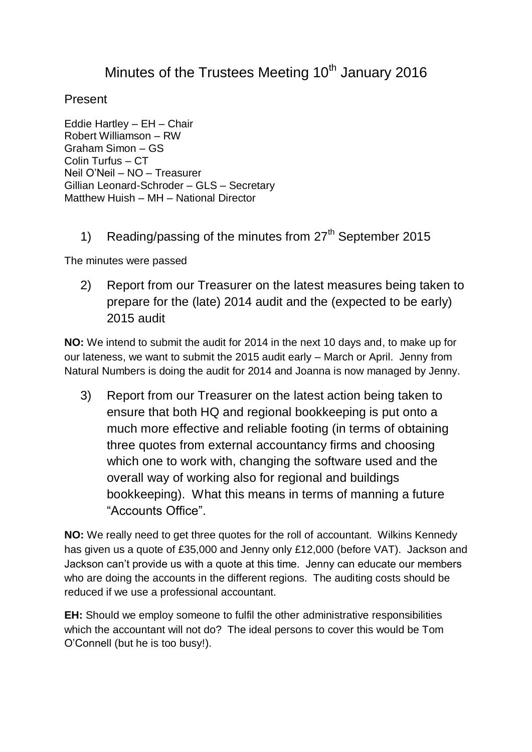# Minutes of the Trustees Meeting 10th January 2016

## Present

Eddie Hartley – EH – Chair
Robert Williamson – RW
Graham Simon – GS
Colin Turfus – CT
Neil O'Neil – NO – Treasurer
Gillian Leonard-Schroder – GLS – Secretary
Matthew Huish – MH – National Director

## 1) Reading/passing of the minutes from 27th September 2015

The minutes were passed

## 2) Report from our Treasurer on the latest measures being taken to prepare for the (late) 2014 audit and the (expected to be early) 2015 audit

**NO:** We intend to submit the audit for 2014 in the next 10 days and, to make up for our lateness, we want to submit the 2015 audit early – March or April. Jenny from Natural Numbers is doing the audit for 2014 and Joanna is now managed by Jenny.

## 3) Report from our Treasurer on the latest action being taken to ensure that both HQ and regional bookkeeping is put onto a much more effective and reliable footing (in terms of obtaining three quotes from external accountancy firms and choosing which one to work with, changing the software used and the overall way of working also for regional and buildings bookkeeping). What this means in terms of manning a future "Accounts Office".

**NO:** We really need to get three quotes for the roll of accountant. Wilkins Kennedy has given us a quote of £35,000 and Jenny only £12,000 (before VAT). Jackson and Jackson can't provide us with a quote at this time. Jenny can educate our members who are doing the accounts in the different regions. The auditing costs should be reduced if we use a professional accountant.

**EH:** Should we employ someone to fulfil the other administrative responsibilities which the accountant will not do? The ideal persons to cover this would be Tom O'Connell (but he is too busy!).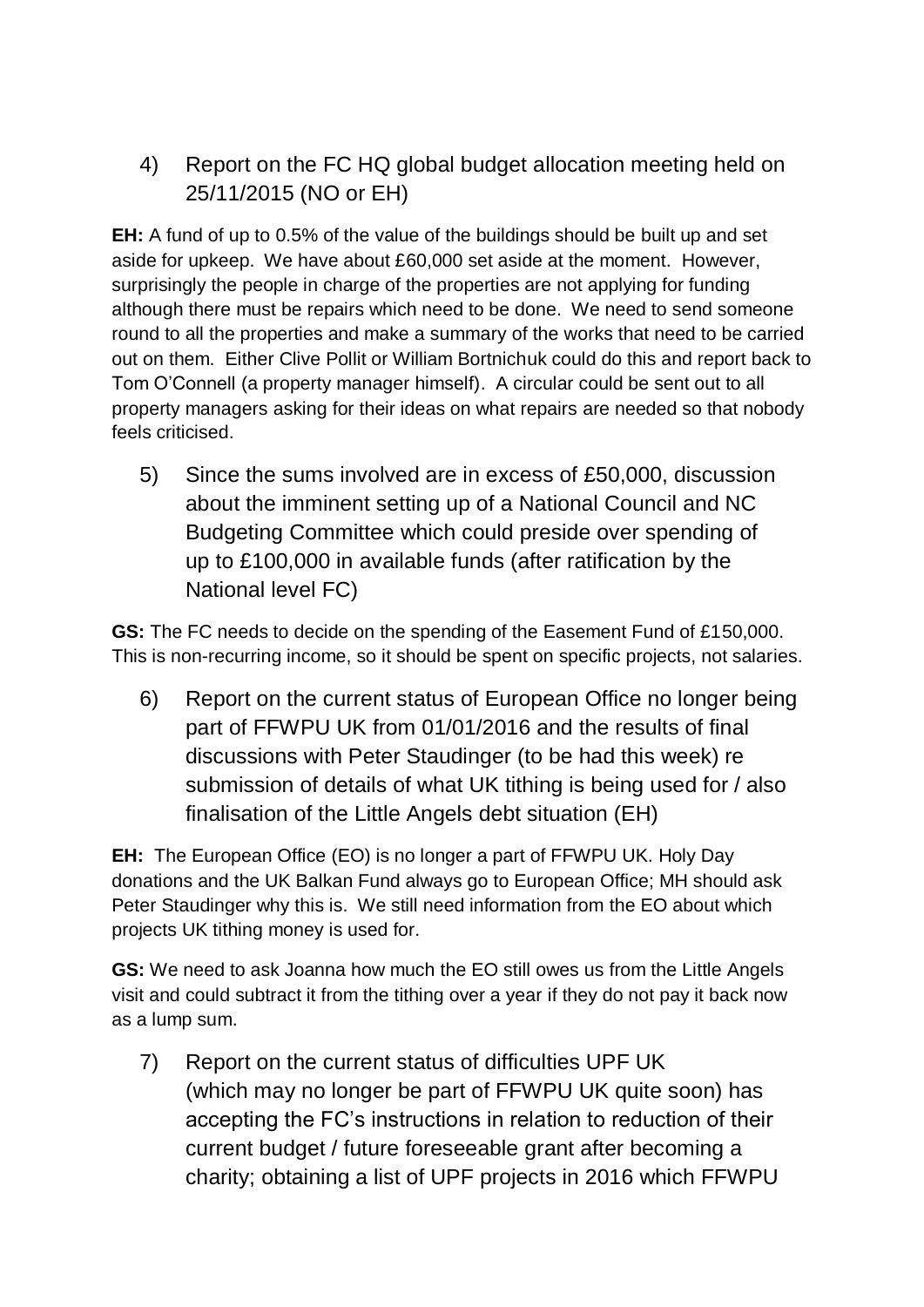4) Report on the FC HQ global budget allocation meeting held on 25/11/2015 (NO or EH)

**EH:** A fund of up to 0.5% of the value of the buildings should be built up and set aside for upkeep. We have about £60,000 set aside at the moment. However, surprisingly the people in charge of the properties are not applying for funding although there must be repairs which need to be done. We need to send someone round to all the properties and make a summary of the works that need to be carried out on them. Either Clive Pollit or William Bortnichuk could do this and report back to Tom O'Connell (a property manager himself). A circular could be sent out to all property managers asking for their ideas on what repairs are needed so that nobody feels criticised.

5) Since the sums involved are in excess of £50,000, discussion about the imminent setting up of a National Council and NC Budgeting Committee which could preside over spending of up to £100,000 in available funds (after ratification by the National level FC)

**GS:** The FC needs to decide on the spending of the Easement Fund of £150,000. This is non-recurring income, so it should be spent on specific projects, not salaries.

6) Report on the current status of European Office no longer being part of FFWPU UK from 01/01/2016 and the results of final discussions with Peter Staudinger (to be had this week) re submission of details of what UK tithing is being used for / also finalisation of the Little Angels debt situation (EH)

**EH:** The European Office (EO) is no longer a part of FFWPU UK. Holy Day donations and the UK Balkan Fund always go to European Office; MH should ask Peter Staudinger why this is. We still need information from the EO about which projects UK tithing money is used for.

**GS:** We need to ask Joanna how much the EO still owes us from the Little Angels visit and could subtract it from the tithing over a year if they do not pay it back now as a lump sum.

7) Report on the current status of difficulties UPF UK (which may no longer be part of FFWPU UK quite soon) has accepting the FC's instructions in relation to reduction of their current budget / future foreseeable grant after becoming a charity; obtaining a list of UPF projects in 2016 which FFWPU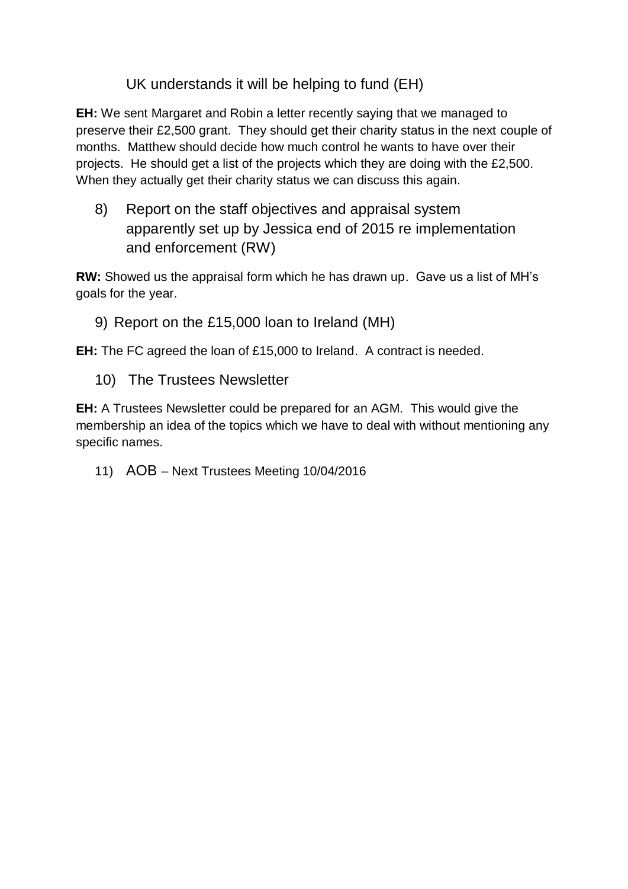UK understands it will be helping to fund (EH)

**EH:** We sent Margaret and Robin a letter recently saying that we managed to preserve their £2,500 grant. They should get their charity status in the next couple of months. Matthew should decide how much control he wants to have over their projects. He should get a list of the projects which they are doing with the £2,500. When they actually get their charity status we can discuss this again.

8) Report on the staff objectives and appraisal system apparently set up by Jessica end of 2015 re implementation and enforcement (RW)

**RW:** Showed us the appraisal form which he has drawn up. Gave us a list of MH's goals for the year.

9) Report on the £15,000 loan to Ireland (MH)

**EH:** The FC agreed the loan of £15,000 to Ireland. A contract is needed.

10) The Trustees Newsletter

**EH:** A Trustees Newsletter could be prepared for an AGM. This would give the membership an idea of the topics which we have to deal with without mentioning any specific names.

11) AOB – Next Trustees Meeting 10/04/2016